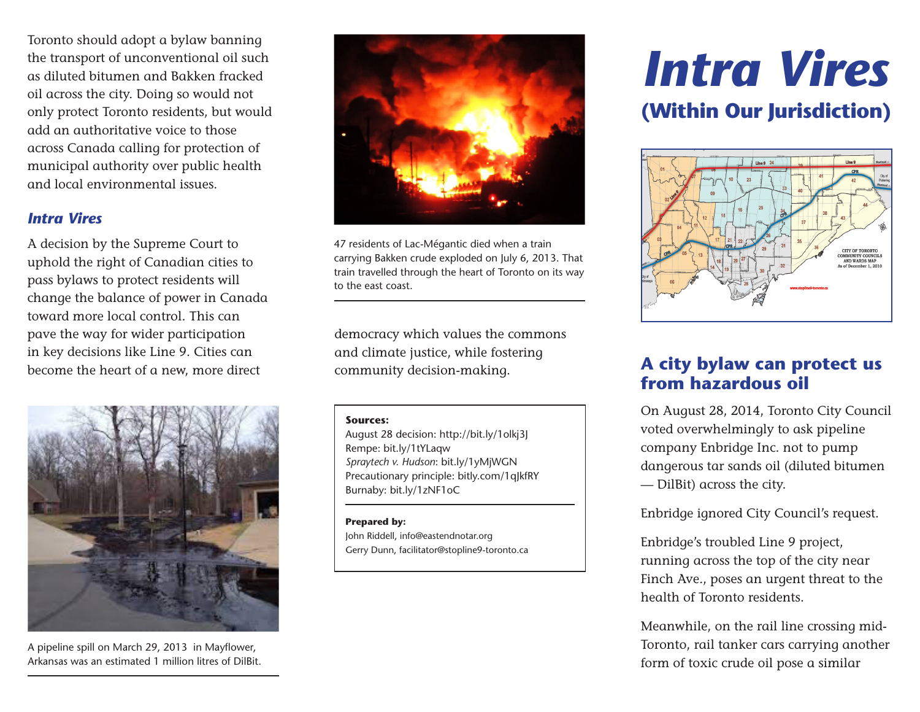Toronto should adopt a bylaw banning the transport of unconventional oil such as diluted bitumen and Bakken fracked oil across the city. Doing so would not only protect Toronto residents, but would add an authoritative voice to those across Canada calling for protection of municipal authority over public health and local environmental issues.

### *Intra Vires*

A decision by the Supreme Court to uphold the right of Canadian cities to pass bylaws to protect residents will change the balance of power in Canada toward more local control. This can pave the way for wider participation in key decisions like Line 9. Cities can become the heart of a new, more direct democracy which values the commons and climate justice, while fostering community decision-making.

A pipeline spill on March 29, 2013 in Mayflower, Arkansas was an estimated 1 million litres of DilBit.

47 residents of Lac-Mégantic died when a train carrying Bakken crude exploded on July 6, 2013. That train travelled through the heart of Toronto on its way to the east coast.

**Sources:**
August 28 decision: http://bit.ly/1olkj3J
Rempe: bit.ly/1tYLaqw
*Spraytech v. Hudson*: bit.ly/1yMjWGN
Precautionary principle: bitly.com/1qJkfRY
Burnaby: bit.ly/1zNF1oC

**Prepared by:**
John Riddell, info@eastendnotar.org
Gerry Dunn, facilitator@stopline9-toronto.ca

# *Intra Vires*

## (Within Our Jurisdiction)

## A city bylaw can protect us from hazardous oil

On August 28, 2014, Toronto City Council voted overwhelmingly to ask pipeline company Enbridge Inc. not to pump dangerous tar sands oil (diluted bitumen — DilBit) across the city.

Enbridge ignored City Council's request.

Enbridge's troubled Line 9 project, running across the top of the city near Finch Ave., poses an urgent threat to the health of Toronto residents.

Meanwhile, on the rail line crossing mid-Toronto, rail tanker cars carrying another form of toxic crude oil pose a similar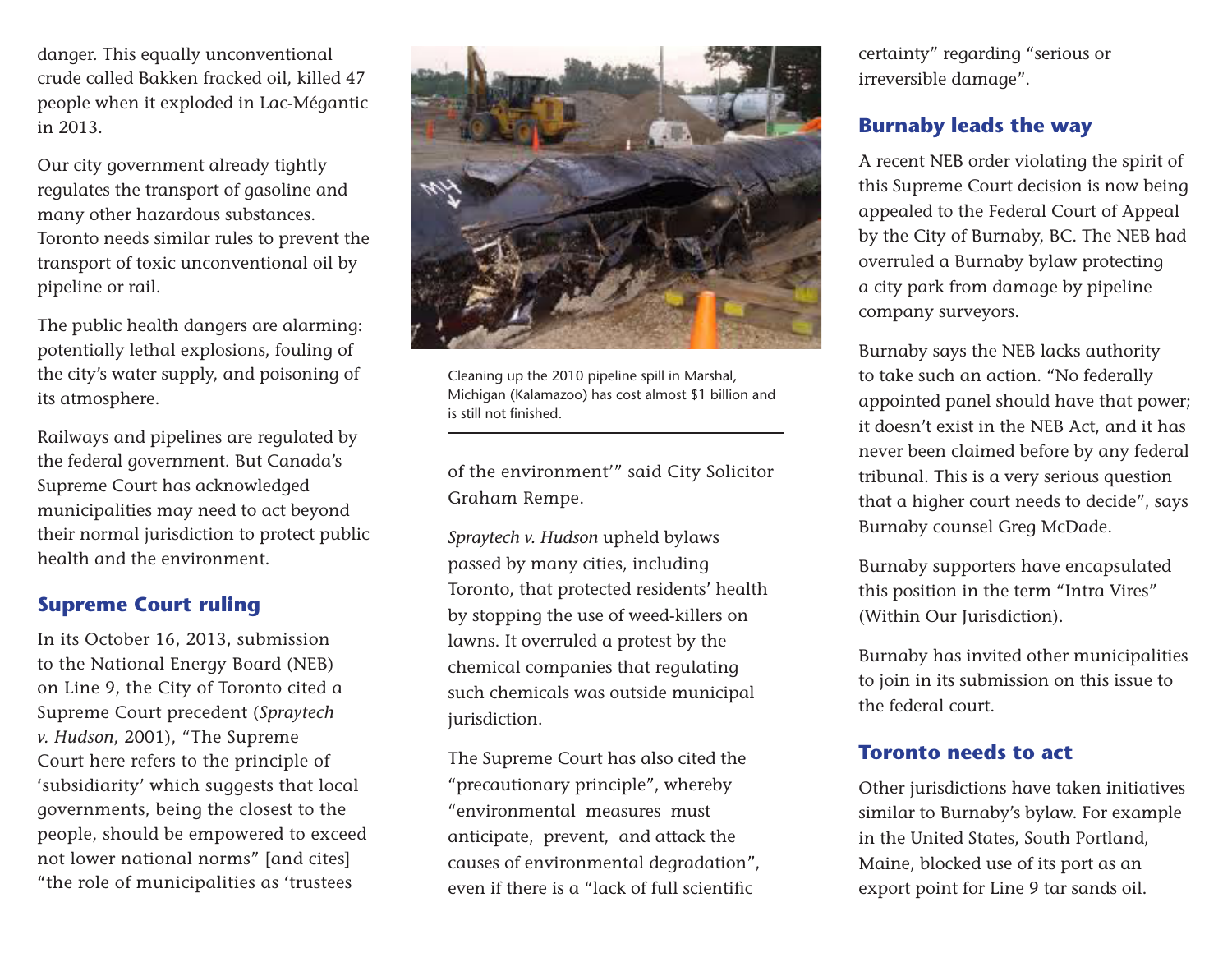danger. This equally unconventional crude called Bakken fracked oil, killed 47 people when it exploded in Lac-Mégantic in 2013.

Our city government already tightly regulates the transport of gasoline and many other hazardous substances. Toronto needs similar rules to prevent the transport of toxic unconventional oil by pipeline or rail.

The public health dangers are alarming: potentially lethal explosions, fouling of the city's water supply, and poisoning of its atmosphere.

Railways and pipelines are regulated by the federal government. But Canada's Supreme Court has acknowledged municipalities may need to act beyond their normal jurisdiction to protect public health and the environment.

## Supreme Court ruling

In its October 16, 2013, submission to the National Energy Board (NEB) on Line 9, the City of Toronto cited a Supreme Court precedent (*Spraytech v. Hudson*, 2001), "The Supreme Court here refers to the principle of 'subsidiarity' which suggests that local governments, being the closest to the people, should be empowered to exceed not lower national norms" [and cites] "the role of municipalities as 'trustees of the environment'" said City Solicitor Graham Rempe.

Cleaning up the 2010 pipeline spill in Marshal, Michigan (Kalamazoo) has cost almost $1 billion and is still not finished.

*Spraytech v. Hudson* upheld bylaws passed by many cities, including Toronto, that protected residents' health by stopping the use of weed-killers on lawns. It overruled a protest by the chemical companies that regulating such chemicals was outside municipal jurisdiction.

The Supreme Court has also cited the "precautionary principle", whereby "environmental measures must anticipate, prevent, and attack the causes of environmental degradation", even if there is a "lack of full scientific certainty" regarding "serious or irreversible damage".

## Burnaby leads the way

A recent NEB order violating the spirit of this Supreme Court decision is now being appealed to the Federal Court of Appeal by the City of Burnaby, BC. The NEB had overruled a Burnaby bylaw protecting a city park from damage by pipeline company surveyors.

Burnaby says the NEB lacks authority to take such an action. "No federally appointed panel should have that power; it doesn't exist in the NEB Act, and it has never been claimed before by any federal tribunal. This is a very serious question that a higher court needs to decide", says Burnaby counsel Greg McDade.

Burnaby supporters have encapsulated this position in the term "Intra Vires" (Within Our Jurisdiction).

Burnaby has invited other municipalities to join in its submission on this issue to the federal court.

## Toronto needs to act

Other jurisdictions have taken initiatives similar to Burnaby's bylaw. For example in the United States, South Portland, Maine, blocked use of its port as an export point for Line 9 tar sands oil.